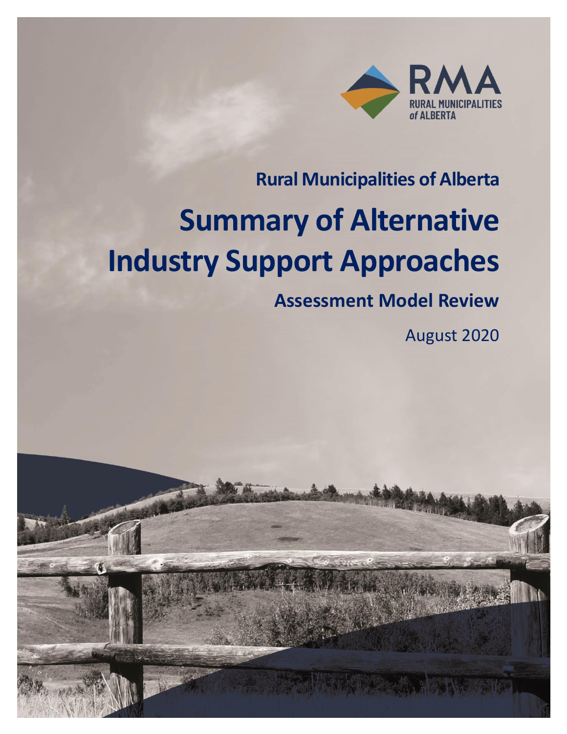RMA

RURAL MUNICIPALITIES *of* ALBERTA

**Rural Municipalities of Alberta**

# Summary of Alternative Industry Support Approaches

## Assessment Model Review

August 2020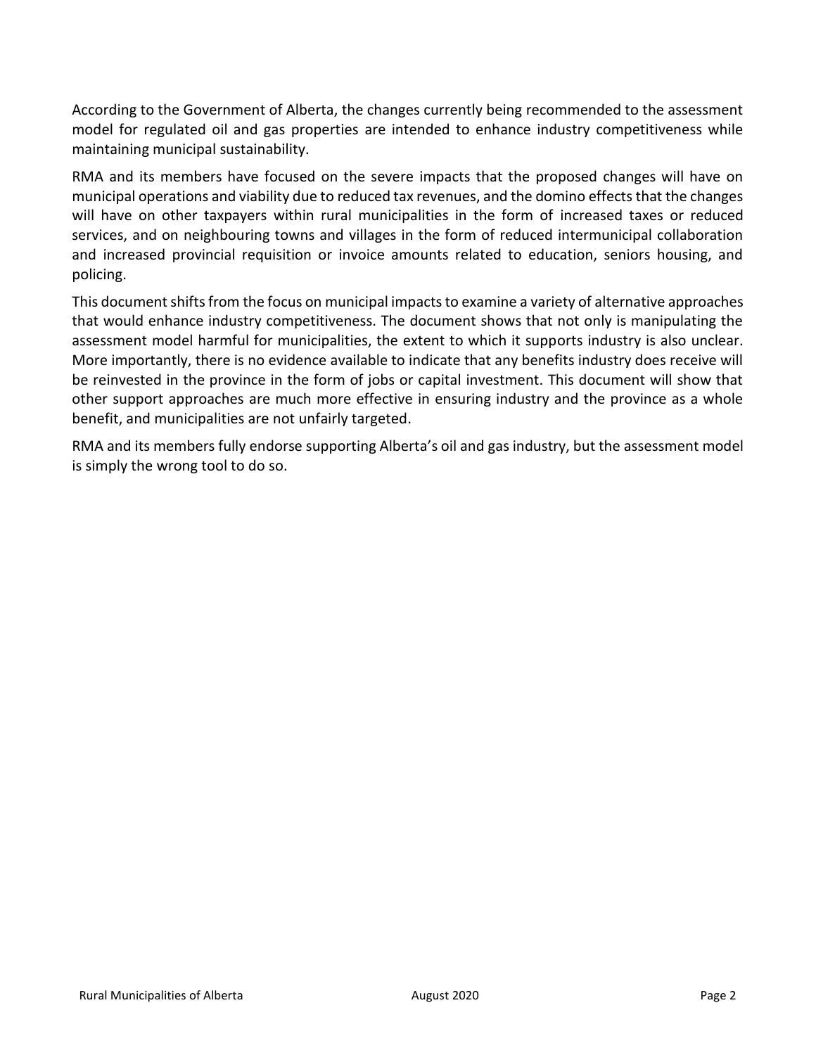According to the Government of Alberta, the changes currently being recommended to the assessment model for regulated oil and gas properties are intended to enhance industry competitiveness while maintaining municipal sustainability.

RMA and its members have focused on the severe impacts that the proposed changes will have on municipal operations and viability due to reduced tax revenues, and the domino effects that the changes will have on other taxpayers within rural municipalities in the form of increased taxes or reduced services, and on neighbouring towns and villages in the form of reduced intermunicipal collaboration and increased provincial requisition or invoice amounts related to education, seniors housing, and policing.

This document shifts from the focus on municipal impacts to examine a variety of alternative approaches that would enhance industry competitiveness. The document shows that not only is manipulating the assessment model harmful for municipalities, the extent to which it supports industry is also unclear. More importantly, there is no evidence available to indicate that any benefits industry does receive will be reinvested in the province in the form of jobs or capital investment. This document will show that other support approaches are much more effective in ensuring industry and the province as a whole benefit, and municipalities are not unfairly targeted.

RMA and its members fully endorse supporting Alberta's oil and gas industry, but the assessment model is simply the wrong tool to do so.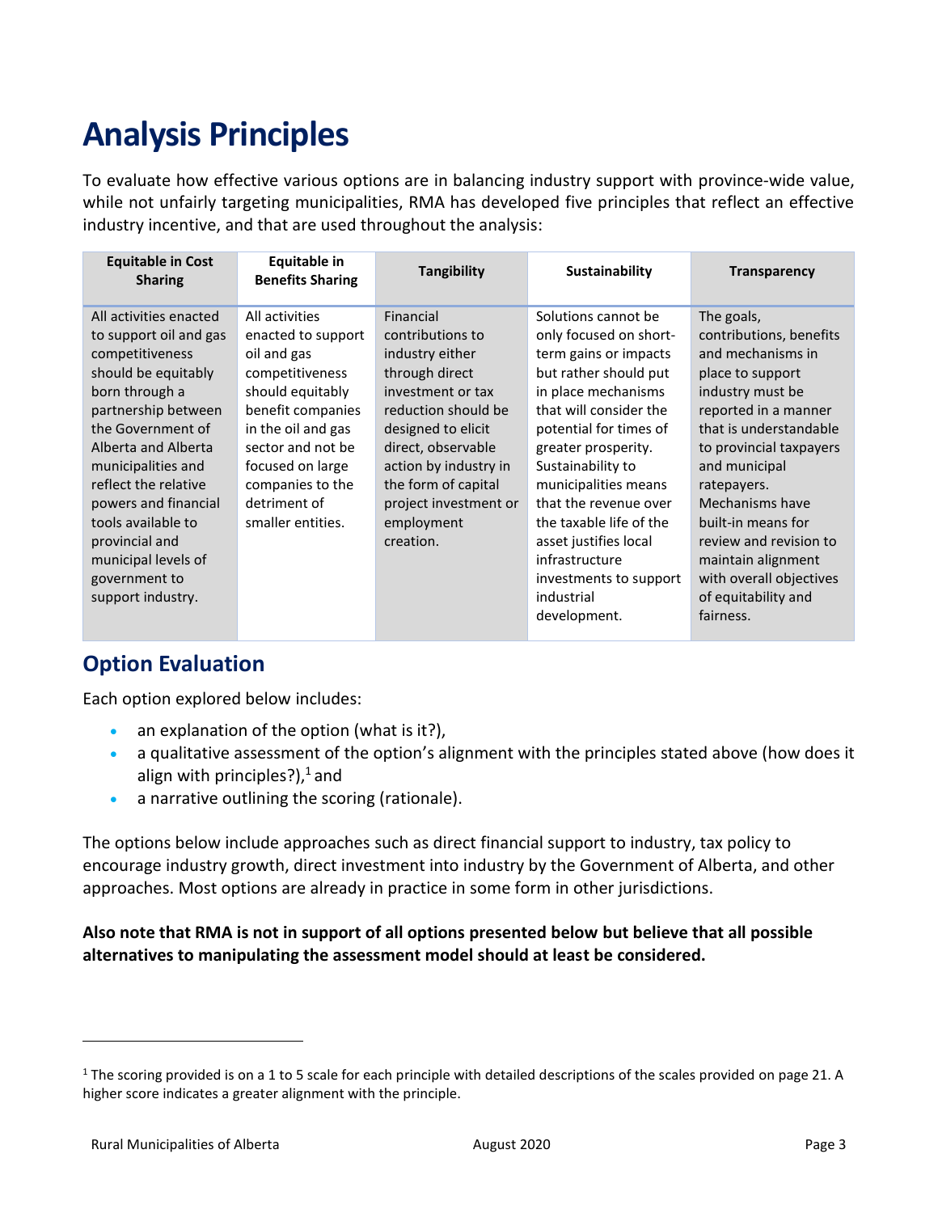# Analysis Principles

To evaluate how effective various options are in balancing industry support with province-wide value, while not unfairly targeting municipalities, RMA has developed five principles that reflect an effective industry incentive, and that are used throughout the analysis:

| Equitable in Cost Sharing | Equitable in Benefits Sharing | Tangibility | Sustainability | Transparency |
|---|---|---|---|---|
| All activities enacted to support oil and gas competitiveness should be equitably born through a partnership between the Government of Alberta and Alberta municipalities and reflect the relative powers and financial tools available to provincial and municipal levels of government to support industry. | All activities enacted to support oil and gas competitiveness should equitably benefit companies in the oil and gas sector and not be focused on large companies to the detriment of smaller entities. | Financial contributions to industry either through direct investment or tax reduction should be designed to elicit direct, observable action by industry in the form of capital project investment or employment creation. | Solutions cannot be only focused on short-term gains or impacts but rather should put in place mechanisms that will consider the potential for times of greater prosperity. Sustainability to municipalities means that the revenue over the taxable life of the asset justifies local infrastructure investments to support industrial development. | The goals, contributions, benefits and mechanisms in place to support industry must be reported in a manner that is understandable to provincial taxpayers and municipal ratepayers. Mechanisms have built-in means for review and revision to maintain alignment with overall objectives of equitability and fairness. |

## Option Evaluation

Each option explored below includes:

- an explanation of the option (what is it?),
- a qualitative assessment of the option's alignment with the principles stated above (how does it align with principles?),[1] and
- a narrative outlining the scoring (rationale).

The options below include approaches such as direct financial support to industry, tax policy to encourage industry growth, direct investment into industry by the Government of Alberta, and other approaches. Most options are already in practice in some form in other jurisdictions.

**Also note that RMA is not in support of all options presented below but believe that all possible alternatives to manipulating the assessment model should at least be considered.**

---

[1] The scoring provided is on a 1 to 5 scale for each principle with detailed descriptions of the scales provided on page 21. A higher score indicates a greater alignment with the principle.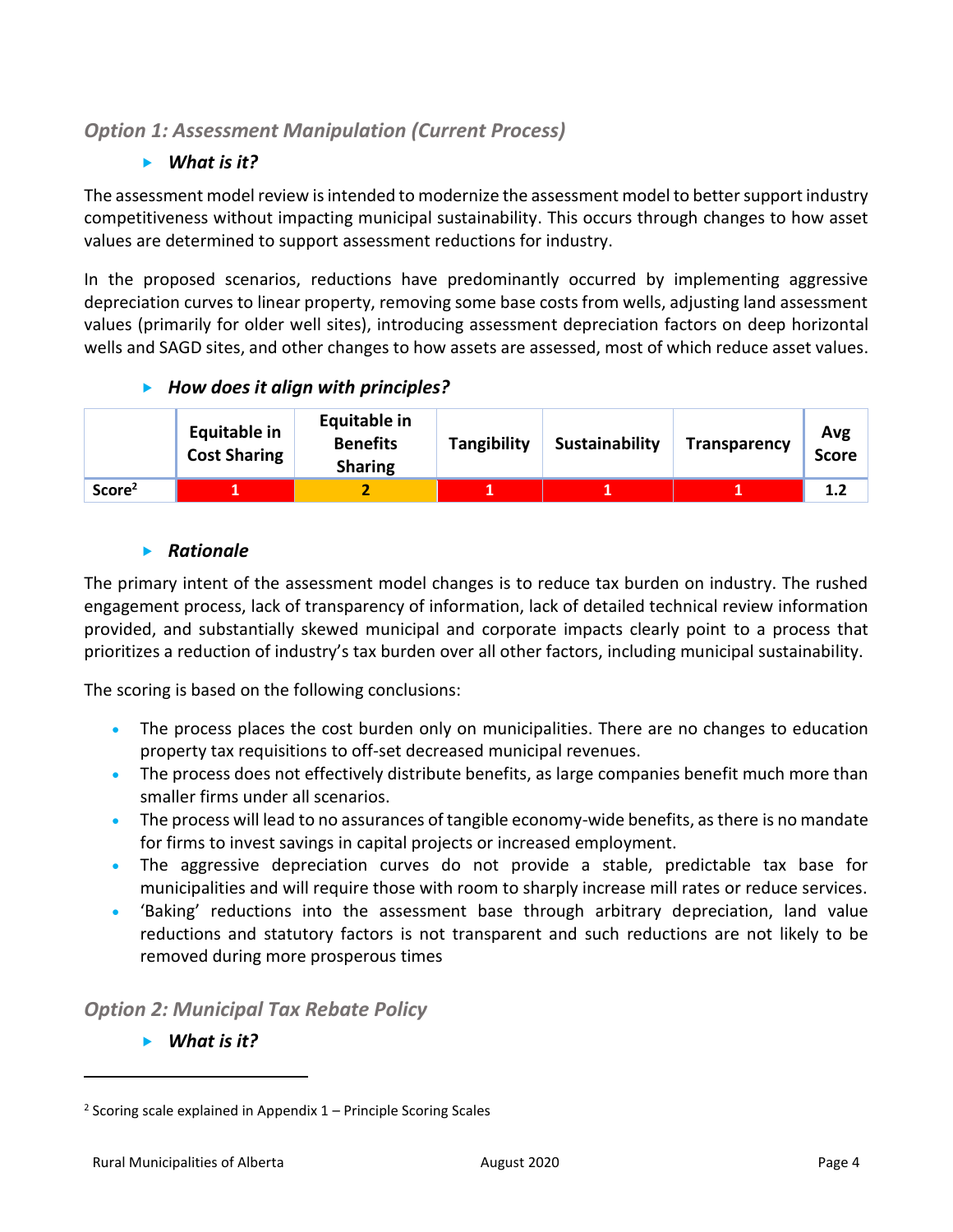## *Option 1: Assessment Manipulation (Current Process)*

- ***What is it?***

The assessment model review is intended to modernize the assessment model to better support industry competitiveness without impacting municipal sustainability. This occurs through changes to how asset values are determined to support assessment reductions for industry.

In the proposed scenarios, reductions have predominantly occurred by implementing aggressive depreciation curves to linear property, removing some base costs from wells, adjusting land assessment values (primarily for older well sites), introducing assessment depreciation factors on deep horizontal wells and SAGD sites, and other changes to how assets are assessed, most of which reduce asset values.

- ***How does it align with principles?***

| | Equitable in Cost Sharing | Equitable in Benefits Sharing | Tangibility | Sustainability | Transparency | Avg Score |
|---|---|---|---|---|---|---|
| Score[2] | 1 | 2 | 1 | 1 | 1 | 1.2 |

- ***Rationale***

The primary intent of the assessment model changes is to reduce tax burden on industry. The rushed engagement process, lack of transparency of information, lack of detailed technical review information provided, and substantially skewed municipal and corporate impacts clearly point to a process that prioritizes a reduction of industry's tax burden over all other factors, including municipal sustainability.

The scoring is based on the following conclusions:

- The process places the cost burden only on municipalities. There are no changes to education property tax requisitions to off-set decreased municipal revenues.
- The process does not effectively distribute benefits, as large companies benefit much more than smaller firms under all scenarios.
- The process will lead to no assurances of tangible economy-wide benefits, as there is no mandate for firms to invest savings in capital projects or increased employment.
- The aggressive depreciation curves do not provide a stable, predictable tax base for municipalities and will require those with room to sharply increase mill rates or reduce services.
- 'Baking' reductions into the assessment base through arbitrary depreciation, land value reductions and statutory factors is not transparent and such reductions are not likely to be removed during more prosperous times

## *Option 2: Municipal Tax Rebate Policy*

- ***What is it?***

[2] Scoring scale explained in Appendix 1 – Principle Scoring Scales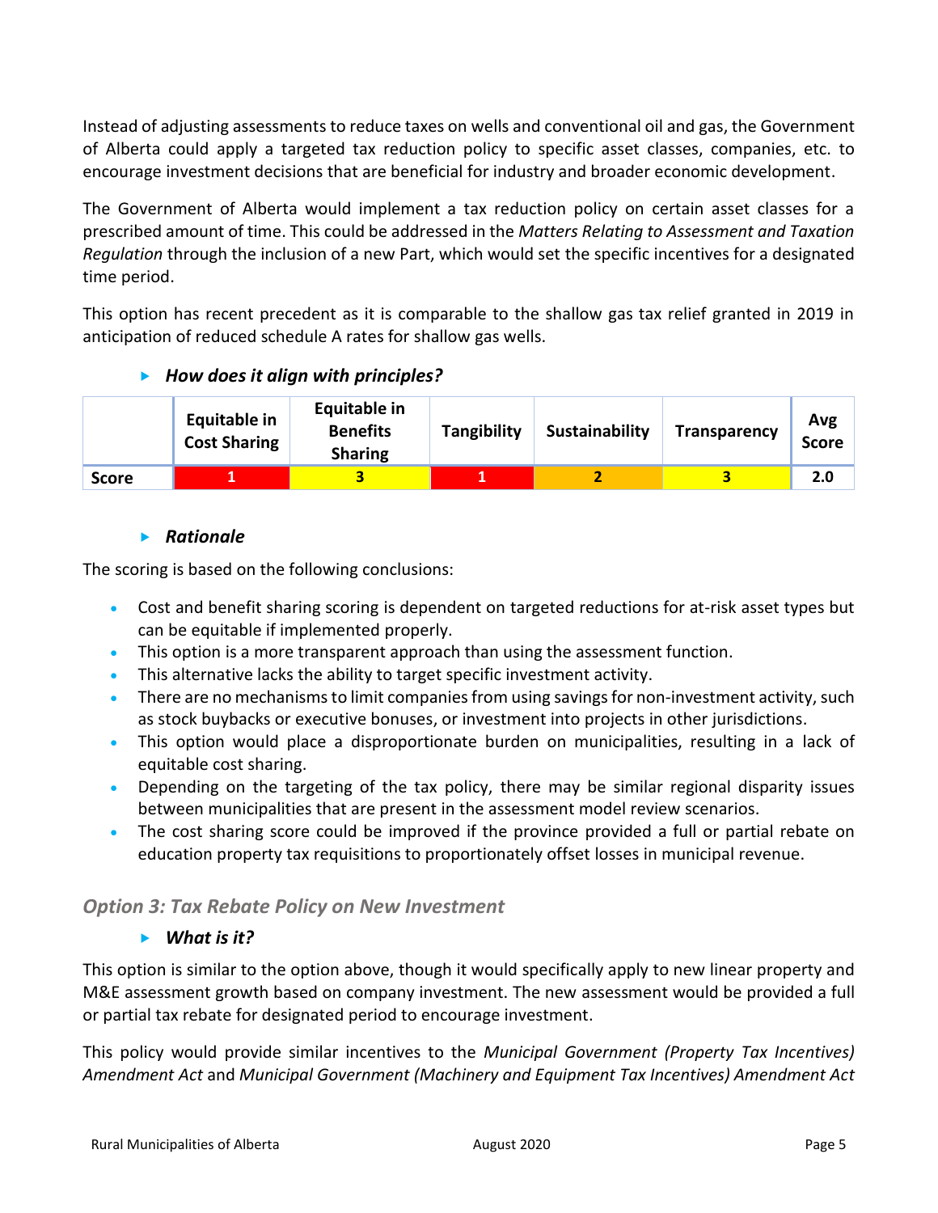Instead of adjusting assessments to reduce taxes on wells and conventional oil and gas, the Government of Alberta could apply a targeted tax reduction policy to specific asset classes, companies, etc. to encourage investment decisions that are beneficial for industry and broader economic development.

The Government of Alberta would implement a tax reduction policy on certain asset classes for a prescribed amount of time. This could be addressed in the *Matters Relating to Assessment and Taxation Regulation* through the inclusion of a new Part, which would set the specific incentives for a designated time period.

This option has recent precedent as it is comparable to the shallow gas tax relief granted in 2019 in anticipation of reduced schedule A rates for shallow gas wells.

- ***How does it align with principles?***

| | Equitable in Cost Sharing | Equitable in Benefits Sharing | Tangibility | Sustainability | Transparency | Avg Score |
|---|---|---|---|---|---|---|
| **Score** | 1 | 3 | 1 | 2 | 3 | 2.0 |

- ***Rationale***

The scoring is based on the following conclusions:

- Cost and benefit sharing scoring is dependent on targeted reductions for at-risk asset types but can be equitable if implemented properly.
- This option is a more transparent approach than using the assessment function.
- This alternative lacks the ability to target specific investment activity.
- There are no mechanisms to limit companies from using savings for non-investment activity, such as stock buybacks or executive bonuses, or investment into projects in other jurisdictions.
- This option would place a disproportionate burden on municipalities, resulting in a lack of equitable cost sharing.
- Depending on the targeting of the tax policy, there may be similar regional disparity issues between municipalities that are present in the assessment model review scenarios.
- The cost sharing score could be improved if the province provided a full or partial rebate on education property tax requisitions to proportionately offset losses in municipal revenue.

### *Option 3: Tax Rebate Policy on New Investment*

- ***What is it?***

This option is similar to the option above, though it would specifically apply to new linear property and M&E assessment growth based on company investment. The new assessment would be provided a full or partial tax rebate for designated period to encourage investment.

This policy would provide similar incentives to the *Municipal Government (Property Tax Incentives) Amendment Act* and *Municipal Government (Machinery and Equipment Tax Incentives) Amendment Act*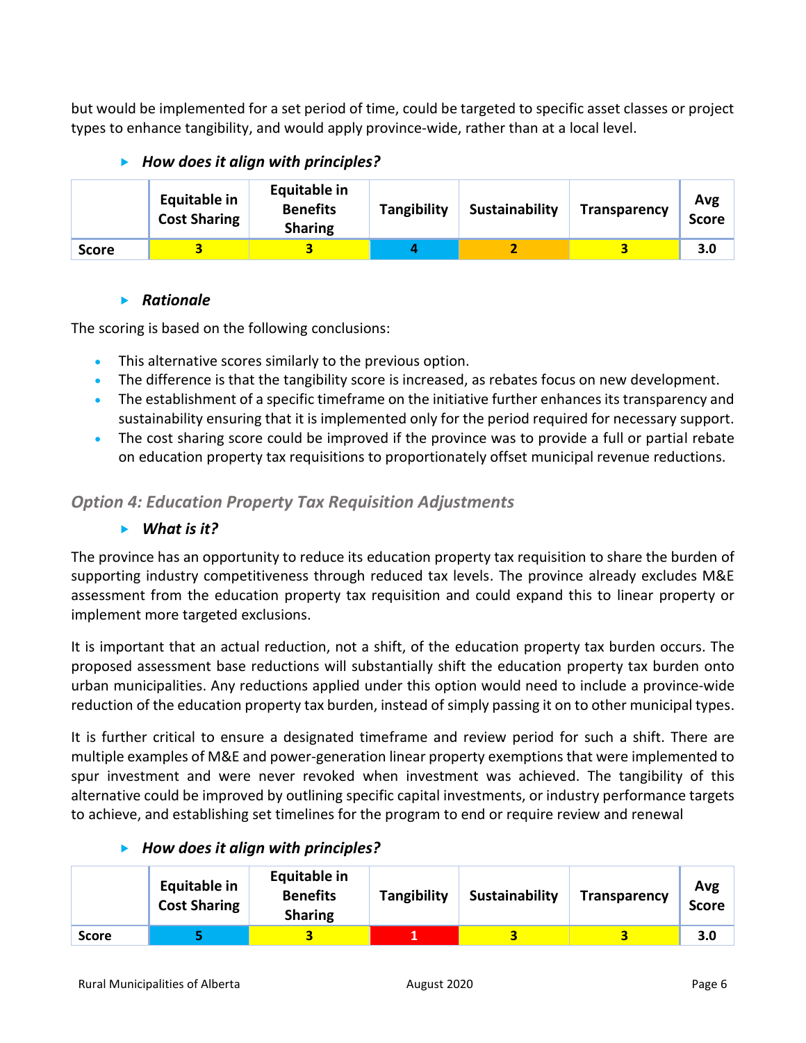but would be implemented for a set period of time, could be targeted to specific asset classes or project types to enhance tangibility, and would apply province-wide, rather than at a local level.

- ***How does it align with principles?***

| | Equitable in Cost Sharing | Equitable in Benefits Sharing | Tangibility | Sustainability | Transparency | Avg Score |
|---|---|---|---|---|---|---|
| **Score** | 3 | 3 | 4 | 2 | 3 | 3.0 |

- ***Rationale***

The scoring is based on the following conclusions:

- This alternative scores similarly to the previous option.
- The difference is that the tangibility score is increased, as rebates focus on new development.
- The establishment of a specific timeframe on the initiative further enhances its transparency and sustainability ensuring that it is implemented only for the period required for necessary support.
- The cost sharing score could be improved if the province was to provide a full or partial rebate on education property tax requisitions to proportionately offset municipal revenue reductions.

### *Option 4: Education Property Tax Requisition Adjustments*

- ***What is it?***

The province has an opportunity to reduce its education property tax requisition to share the burden of supporting industry competitiveness through reduced tax levels. The province already excludes M&E assessment from the education property tax requisition and could expand this to linear property or implement more targeted exclusions.

It is important that an actual reduction, not a shift, of the education property tax burden occurs. The proposed assessment base reductions will substantially shift the education property tax burden onto urban municipalities. Any reductions applied under this option would need to include a province-wide reduction of the education property tax burden, instead of simply passing it on to other municipal types.

It is further critical to ensure a designated timeframe and review period for such a shift. There are multiple examples of M&E and power-generation linear property exemptions that were implemented to spur investment and were never revoked when investment was achieved. The tangibility of this alternative could be improved by outlining specific capital investments, or industry performance targets to achieve, and establishing set timelines for the program to end or require review and renewal

- ***How does it align with principles?***

| | Equitable in Cost Sharing | Equitable in Benefits Sharing | Tangibility | Sustainability | Transparency | Avg Score |
|---|---|---|---|---|---|---|
| **Score** | 5 | 3 | 1 | 3 | 3 | 3.0 |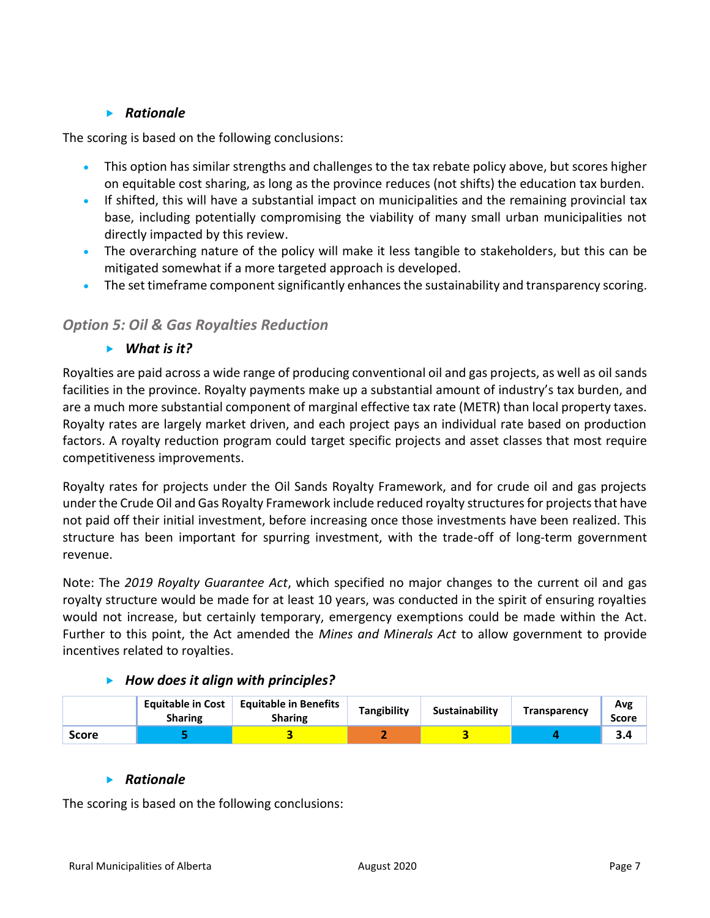#### *Rationale*

The scoring is based on the following conclusions:

- This option has similar strengths and challenges to the tax rebate policy above, but scores higher on equitable cost sharing, as long as the province reduces (not shifts) the education tax burden.
- If shifted, this will have a substantial impact on municipalities and the remaining provincial tax base, including potentially compromising the viability of many small urban municipalities not directly impacted by this review.
- The overarching nature of the policy will make it less tangible to stakeholders, but this can be mitigated somewhat if a more targeted approach is developed.
- The set timeframe component significantly enhances the sustainability and transparency scoring.

### *Option 5: Oil & Gas Royalties Reduction*

#### *What is it?*

Royalties are paid across a wide range of producing conventional oil and gas projects, as well as oil sands facilities in the province. Royalty payments make up a substantial amount of industry's tax burden, and are a much more substantial component of marginal effective tax rate (METR) than local property taxes. Royalty rates are largely market driven, and each project pays an individual rate based on production factors. A royalty reduction program could target specific projects and asset classes that most require competitiveness improvements.

Royalty rates for projects under the Oil Sands Royalty Framework, and for crude oil and gas projects under the Crude Oil and Gas Royalty Framework include reduced royalty structures for projects that have not paid off their initial investment, before increasing once those investments have been realized. This structure has been important for spurring investment, with the trade-off of long-term government revenue.

Note: The *2019 Royalty Guarantee Act*, which specified no major changes to the current oil and gas royalty structure would be made for at least 10 years, was conducted in the spirit of ensuring royalties would not increase, but certainly temporary, emergency exemptions could be made within the Act. Further to this point, the Act amended the *Mines and Minerals Act* to allow government to provide incentives related to royalties.

#### *How does it align with principles?*

| | Equitable in Cost Sharing | Equitable in Benefits Sharing | Tangibility | Sustainability | Transparency | Avg Score |
|---|---|---|---|---|---|---|
| **Score** | **5** | **3** | **2** | **3** | **4** | **3.4** |

#### *Rationale*

The scoring is based on the following conclusions: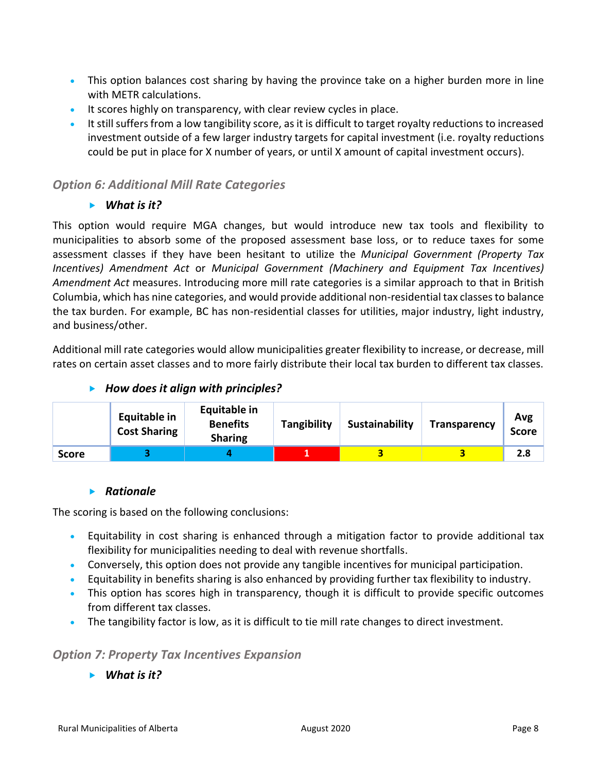- This option balances cost sharing by having the province take on a higher burden more in line with METR calculations.
- It scores highly on transparency, with clear review cycles in place.
- It still suffers from a low tangibility score, as it is difficult to target royalty reductions to increased investment outside of a few larger industry targets for capital investment (i.e. royalty reductions could be put in place for X number of years, or until X amount of capital investment occurs).

### *Option 6: Additional Mill Rate Categories*

#### *What is it?*

This option would require MGA changes, but would introduce new tax tools and flexibility to municipalities to absorb some of the proposed assessment base loss, or to reduce taxes for some assessment classes if they have been hesitant to utilize the *Municipal Government (Property Tax Incentives) Amendment Act* or *Municipal Government (Machinery and Equipment Tax Incentives) Amendment Act* measures. Introducing more mill rate categories is a similar approach to that in British Columbia, which has nine categories, and would provide additional non-residential tax classes to balance the tax burden. For example, BC has non-residential classes for utilities, major industry, light industry, and business/other.

Additional mill rate categories would allow municipalities greater flexibility to increase, or decrease, mill rates on certain asset classes and to more fairly distribute their local tax burden to different tax classes.

#### *How does it align with principles?*

| | Equitable in Cost Sharing | Equitable in Benefits Sharing | Tangibility | Sustainability | Transparency | Avg Score |
|---|---|---|---|---|---|---|
| **Score** | 3 | 4 | 1 | 3 | 3 | 2.8 |

#### *Rationale*

The scoring is based on the following conclusions:

- Equitability in cost sharing is enhanced through a mitigation factor to provide additional tax flexibility for municipalities needing to deal with revenue shortfalls.
- Conversely, this option does not provide any tangible incentives for municipal participation.
- Equitability in benefits sharing is also enhanced by providing further tax flexibility to industry.
- This option has scores high in transparency, though it is difficult to provide specific outcomes from different tax classes.
- The tangibility factor is low, as it is difficult to tie mill rate changes to direct investment.

### *Option 7: Property Tax Incentives Expansion*

#### *What is it?*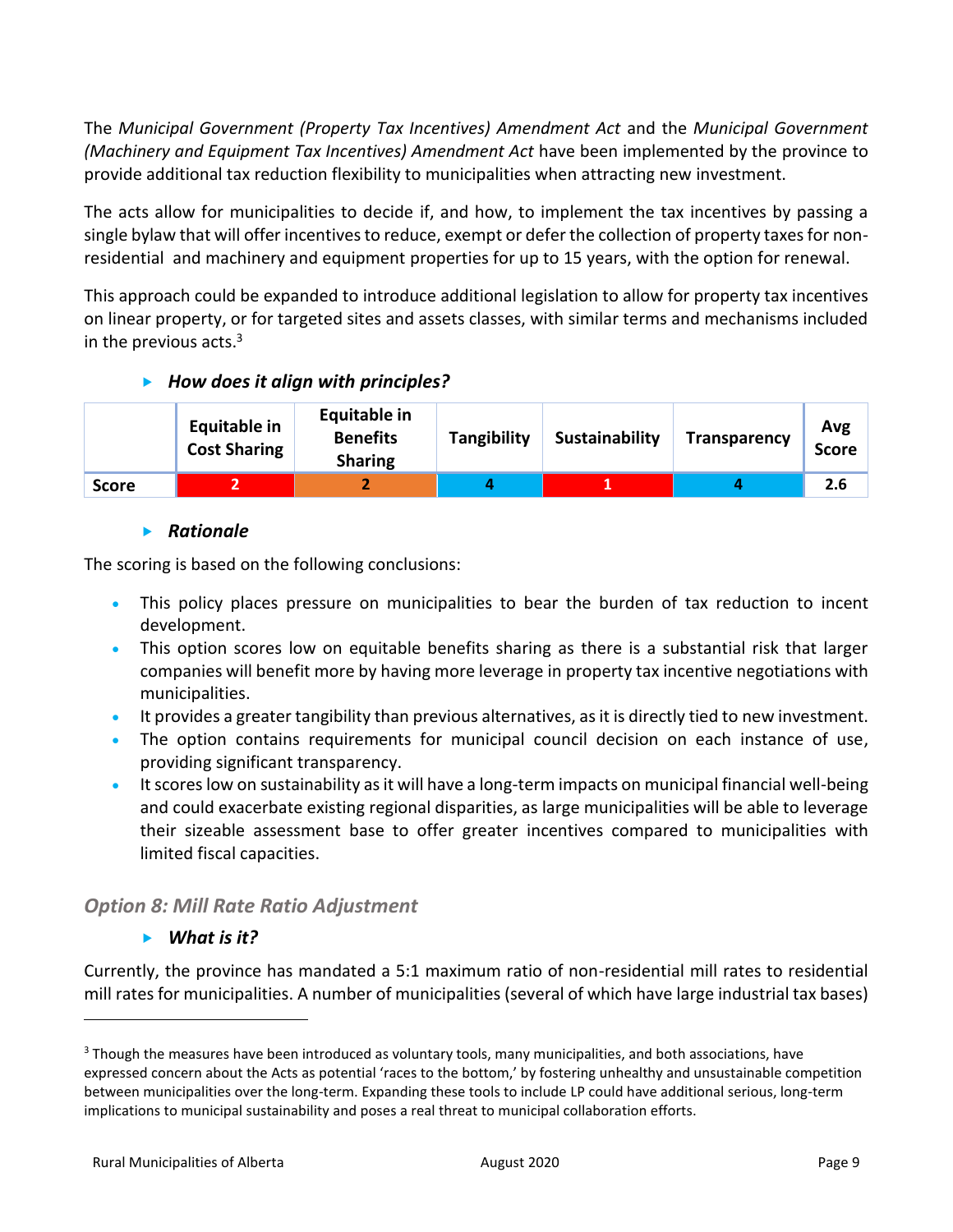The *Municipal Government (Property Tax Incentives) Amendment Act* and the *Municipal Government (Machinery and Equipment Tax Incentives) Amendment Act* have been implemented by the province to provide additional tax reduction flexibility to municipalities when attracting new investment.

The acts allow for municipalities to decide if, and how, to implement the tax incentives by passing a single bylaw that will offer incentives to reduce, exempt or defer the collection of property taxes for non-residential and machinery and equipment properties for up to 15 years, with the option for renewal.

This approach could be expanded to introduce additional legislation to allow for property tax incentives on linear property, or for targeted sites and assets classes, with similar terms and mechanisms included in the previous acts.[3]

- ***How does it align with principles?***

| | Equitable in Cost Sharing | Equitable in Benefits Sharing | Tangibility | Sustainability | Transparency | Avg Score |
|---|---|---|---|---|---|---|
| **Score** | 2 | 2 | 4 | 1 | 4 | 2.6 |

- ***Rationale***

The scoring is based on the following conclusions:

- This policy places pressure on municipalities to bear the burden of tax reduction to incent development.
- This option scores low on equitable benefits sharing as there is a substantial risk that larger companies will benefit more by having more leverage in property tax incentive negotiations with municipalities.
- It provides a greater tangibility than previous alternatives, as it is directly tied to new investment.
- The option contains requirements for municipal council decision on each instance of use, providing significant transparency.
- It scores low on sustainability as it will have a long-term impacts on municipal financial well-being and could exacerbate existing regional disparities, as large municipalities will be able to leverage their sizeable assessment base to offer greater incentives compared to municipalities with limited fiscal capacities.

## *Option 8: Mill Rate Ratio Adjustment*

- ***What is it?***

Currently, the province has mandated a 5:1 maximum ratio of non-residential mill rates to residential mill rates for municipalities. A number of municipalities (several of which have large industrial tax bases)

[3] Though the measures have been introduced as voluntary tools, many municipalities, and both associations, have expressed concern about the Acts as potential 'races to the bottom,' by fostering unhealthy and unsustainable competition between municipalities over the long-term. Expanding these tools to include LP could have additional serious, long-term implications to municipal sustainability and poses a real threat to municipal collaboration efforts.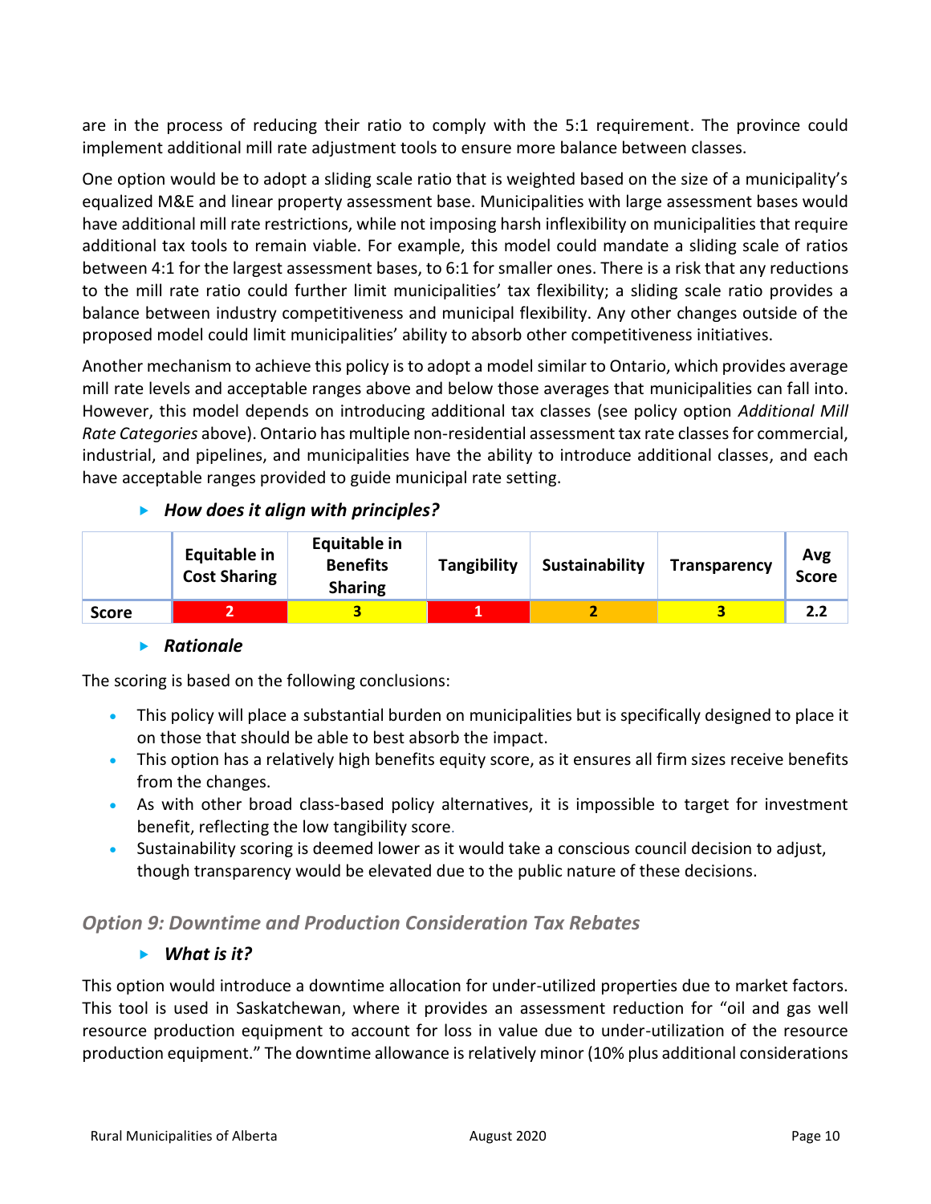are in the process of reducing their ratio to comply with the 5:1 requirement. The province could implement additional mill rate adjustment tools to ensure more balance between classes.

One option would be to adopt a sliding scale ratio that is weighted based on the size of a municipality's equalized M&E and linear property assessment base. Municipalities with large assessment bases would have additional mill rate restrictions, while not imposing harsh inflexibility on municipalities that require additional tax tools to remain viable. For example, this model could mandate a sliding scale of ratios between 4:1 for the largest assessment bases, to 6:1 for smaller ones. There is a risk that any reductions to the mill rate ratio could further limit municipalities' tax flexibility; a sliding scale ratio provides a balance between industry competitiveness and municipal flexibility. Any other changes outside of the proposed model could limit municipalities' ability to absorb other competitiveness initiatives.

Another mechanism to achieve this policy is to adopt a model similar to Ontario, which provides average mill rate levels and acceptable ranges above and below those averages that municipalities can fall into. However, this model depends on introducing additional tax classes (see policy option *Additional Mill Rate Categories* above). Ontario has multiple non-residential assessment tax rate classes for commercial, industrial, and pipelines, and municipalities have the ability to introduce additional classes, and each have acceptable ranges provided to guide municipal rate setting.

- ***How does it align with principles?***

| | Equitable in Cost Sharing | Equitable in Benefits Sharing | Tangibility | Sustainability | Transparency | Avg Score |
|---|---|---|---|---|---|---|
| **Score** | 2 | 3 | 1 | 2 | 3 | 2.2 |

- ***Rationale***

The scoring is based on the following conclusions:

- This policy will place a substantial burden on municipalities but is specifically designed to place it on those that should be able to best absorb the impact.
- This option has a relatively high benefits equity score, as it ensures all firm sizes receive benefits from the changes.
- As with other broad class-based policy alternatives, it is impossible to target for investment benefit, reflecting the low tangibility score.
- Sustainability scoring is deemed lower as it would take a conscious council decision to adjust, though transparency would be elevated due to the public nature of these decisions.

### *Option 9: Downtime and Production Consideration Tax Rebates*

- ***What is it?***

This option would introduce a downtime allocation for under-utilized properties due to market factors. This tool is used in Saskatchewan, where it provides an assessment reduction for "oil and gas well resource production equipment to account for loss in value due to under-utilization of the resource production equipment." The downtime allowance is relatively minor (10% plus additional considerations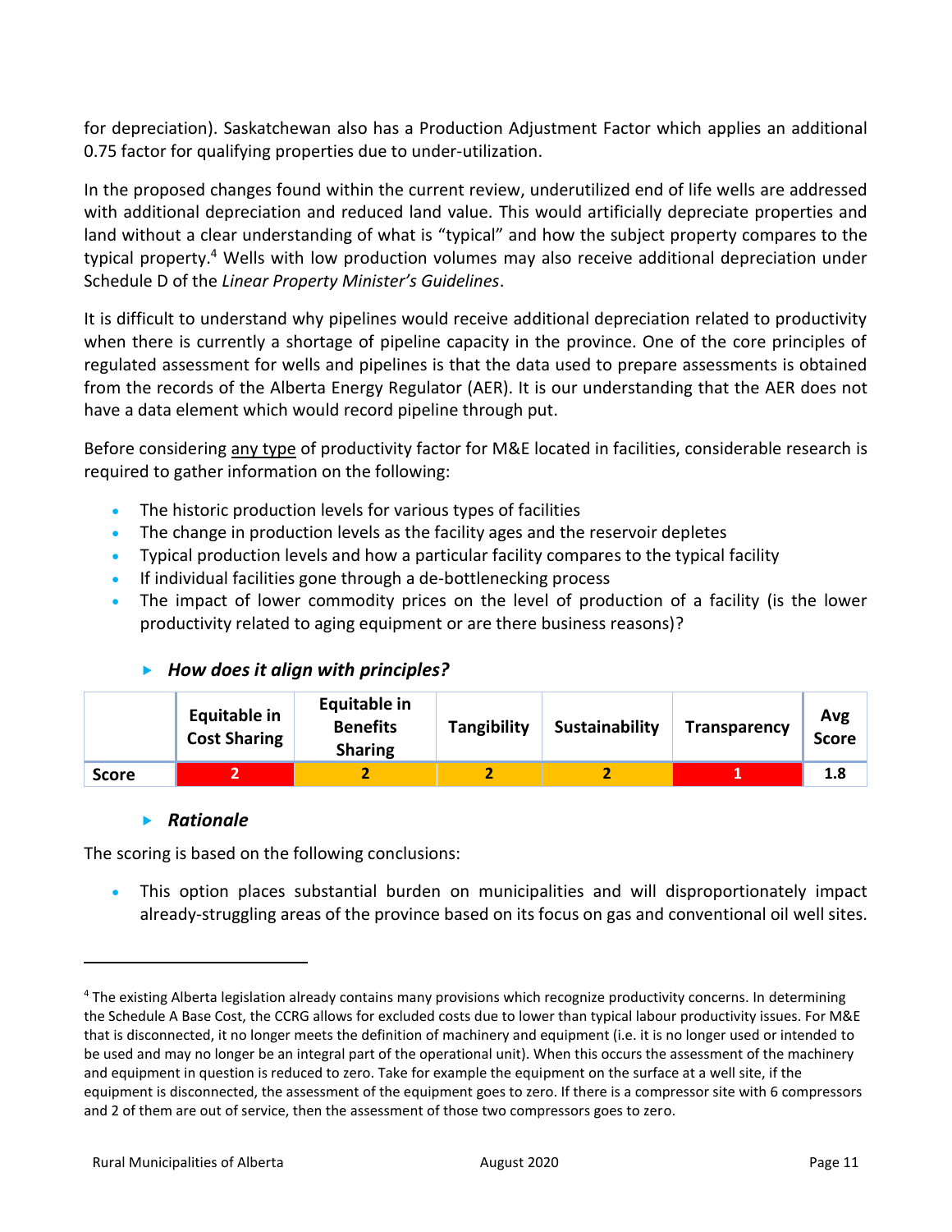for depreciation). Saskatchewan also has a Production Adjustment Factor which applies an additional 0.75 factor for qualifying properties due to under-utilization.

In the proposed changes found within the current review, underutilized end of life wells are addressed with additional depreciation and reduced land value. This would artificially depreciate properties and land without a clear understanding of what is "typical" and how the subject property compares to the typical property.[4] Wells with low production volumes may also receive additional depreciation under Schedule D of the *Linear Property Minister's Guidelines*.

It is difficult to understand why pipelines would receive additional depreciation related to productivity when there is currently a shortage of pipeline capacity in the province. One of the core principles of regulated assessment for wells and pipelines is that the data used to prepare assessments is obtained from the records of the Alberta Energy Regulator (AER). It is our understanding that the AER does not have a data element which would record pipeline through put.

Before considering <u>any type</u> of productivity factor for M&E located in facilities, considerable research is required to gather information on the following:

- The historic production levels for various types of facilities
- The change in production levels as the facility ages and the reservoir depletes
- Typical production levels and how a particular facility compares to the typical facility
- If individual facilities gone through a de-bottlenecking process
- The impact of lower commodity prices on the level of production of a facility (is the lower productivity related to aging equipment or are there business reasons)?

### *How does it align with principles?*

| | Equitable in Cost Sharing | Equitable in Benefits Sharing | Tangibility | Sustainability | Transparency | Avg Score |
|---|---|---|---|---|---|---|
| **Score** | **2** | **2** | **2** | **2** | **1** | **1.8** |

### *Rationale*

The scoring is based on the following conclusions:

- This option places substantial burden on municipalities and will disproportionately impact already-struggling areas of the province based on its focus on gas and conventional oil well sites.

---

[4] The existing Alberta legislation already contains many provisions which recognize productivity concerns. In determining the Schedule A Base Cost, the CCRG allows for excluded costs due to lower than typical labour productivity issues. For M&E that is disconnected, it no longer meets the definition of machinery and equipment (i.e. it is no longer used or intended to be used and may no longer be an integral part of the operational unit). When this occurs the assessment of the machinery and equipment in question is reduced to zero. Take for example the equipment on the surface at a well site, if the equipment is disconnected, the assessment of the equipment goes to zero. If there is a compressor site with 6 compressors and 2 of them are out of service, then the assessment of those two compressors goes to zero.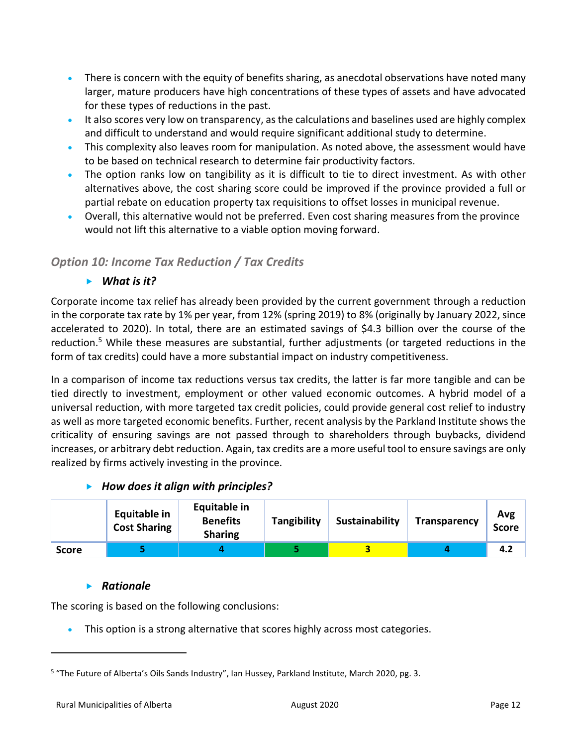- There is concern with the equity of benefits sharing, as anecdotal observations have noted many larger, mature producers have high concentrations of these types of assets and have advocated for these types of reductions in the past.
- It also scores very low on transparency, as the calculations and baselines used are highly complex and difficult to understand and would require significant additional study to determine.
- This complexity also leaves room for manipulation. As noted above, the assessment would have to be based on technical research to determine fair productivity factors.
- The option ranks low on tangibility as it is difficult to tie to direct investment. As with other alternatives above, the cost sharing score could be improved if the province provided a full or partial rebate on education property tax requisitions to offset losses in municipal revenue.
- Overall, this alternative would not be preferred. Even cost sharing measures from the province would not lift this alternative to a viable option moving forward.

### *Option 10: Income Tax Reduction / Tax Credits*

#### ***What is it?***

Corporate income tax relief has already been provided by the current government through a reduction in the corporate tax rate by 1% per year, from 12% (spring 2019) to 8% (originally by January 2022, since accelerated to 2020). In total, there are an estimated savings of $4.3 billion over the course of the reduction.[5] While these measures are substantial, further adjustments (or targeted reductions in the form of tax credits) could have a more substantial impact on industry competitiveness.

In a comparison of income tax reductions versus tax credits, the latter is far more tangible and can be tied directly to investment, employment or other valued economic outcomes. A hybrid model of a universal reduction, with more targeted tax credit policies, could provide general cost relief to industry as well as more targeted economic benefits. Further, recent analysis by the Parkland Institute shows the criticality of ensuring savings are not passed through to shareholders through buybacks, dividend increases, or arbitrary debt reduction. Again, tax credits are a more useful tool to ensure savings are only realized by firms actively investing in the province.

#### ***How does it align with principles?***

| | Equitable in Cost Sharing | Equitable in Benefits Sharing | Tangibility | Sustainability | Transparency | Avg Score |
|---|---|---|---|---|---|---|
| **Score** | 5 | 4 | 5 | 3 | 4 | 4.2 |

#### ***Rationale***

The scoring is based on the following conclusions:

- This option is a strong alternative that scores highly across most categories.

[5] "The Future of Alberta's Oils Sands Industry", Ian Hussey, Parkland Institute, March 2020, pg. 3.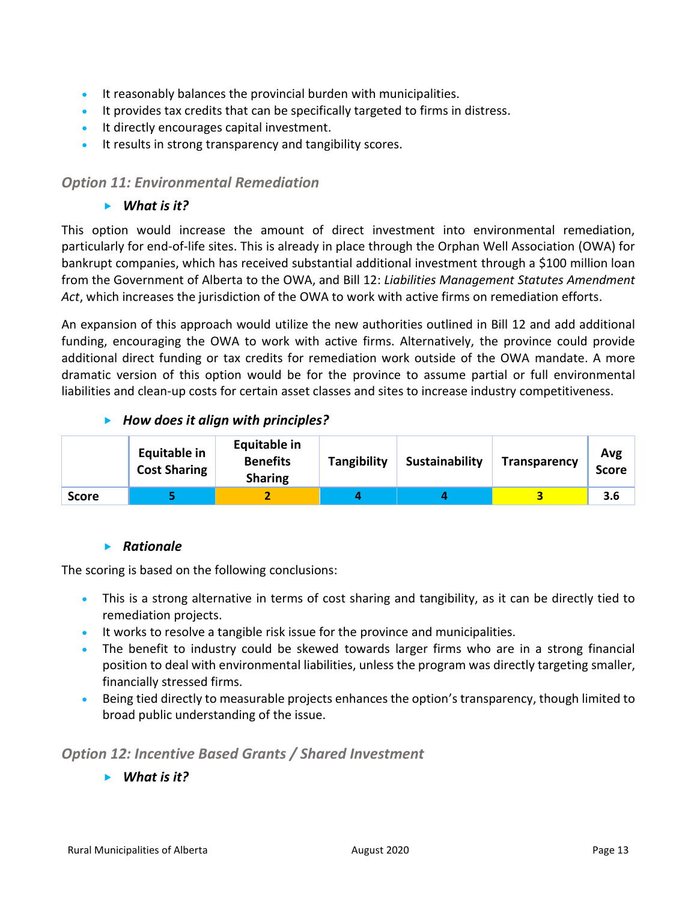- It reasonably balances the provincial burden with municipalities.
- It provides tax credits that can be specifically targeted to firms in distress.
- It directly encourages capital investment.
- It results in strong transparency and tangibility scores.

### *Option 11: Environmental Remediation*

#### ▶ *What is it?*

This option would increase the amount of direct investment into environmental remediation, particularly for end-of-life sites. This is already in place through the Orphan Well Association (OWA) for bankrupt companies, which has received substantial additional investment through a $100 million loan from the Government of Alberta to the OWA, and Bill 12: *Liabilities Management Statutes Amendment Act*, which increases the jurisdiction of the OWA to work with active firms on remediation efforts.

An expansion of this approach would utilize the new authorities outlined in Bill 12 and add additional funding, encouraging the OWA to work with active firms. Alternatively, the province could provide additional direct funding or tax credits for remediation work outside of the OWA mandate. A more dramatic version of this option would be for the province to assume partial or full environmental liabilities and clean-up costs for certain asset classes and sites to increase industry competitiveness.

#### ▶ *How does it align with principles?*

| | Equitable in Cost Sharing | Equitable in Benefits Sharing | Tangibility | Sustainability | Transparency | Avg Score |
|---|---|---|---|---|---|---|
| **Score** | 5 | 2 | 4 | 4 | 3 | 3.6 |

#### ▶ *Rationale*

The scoring is based on the following conclusions:

- This is a strong alternative in terms of cost sharing and tangibility, as it can be directly tied to remediation projects.
- It works to resolve a tangible risk issue for the province and municipalities.
- The benefit to industry could be skewed towards larger firms who are in a strong financial position to deal with environmental liabilities, unless the program was directly targeting smaller, financially stressed firms.
- Being tied directly to measurable projects enhances the option's transparency, though limited to broad public understanding of the issue.

### *Option 12: Incentive Based Grants / Shared Investment*

#### ▶ *What is it?*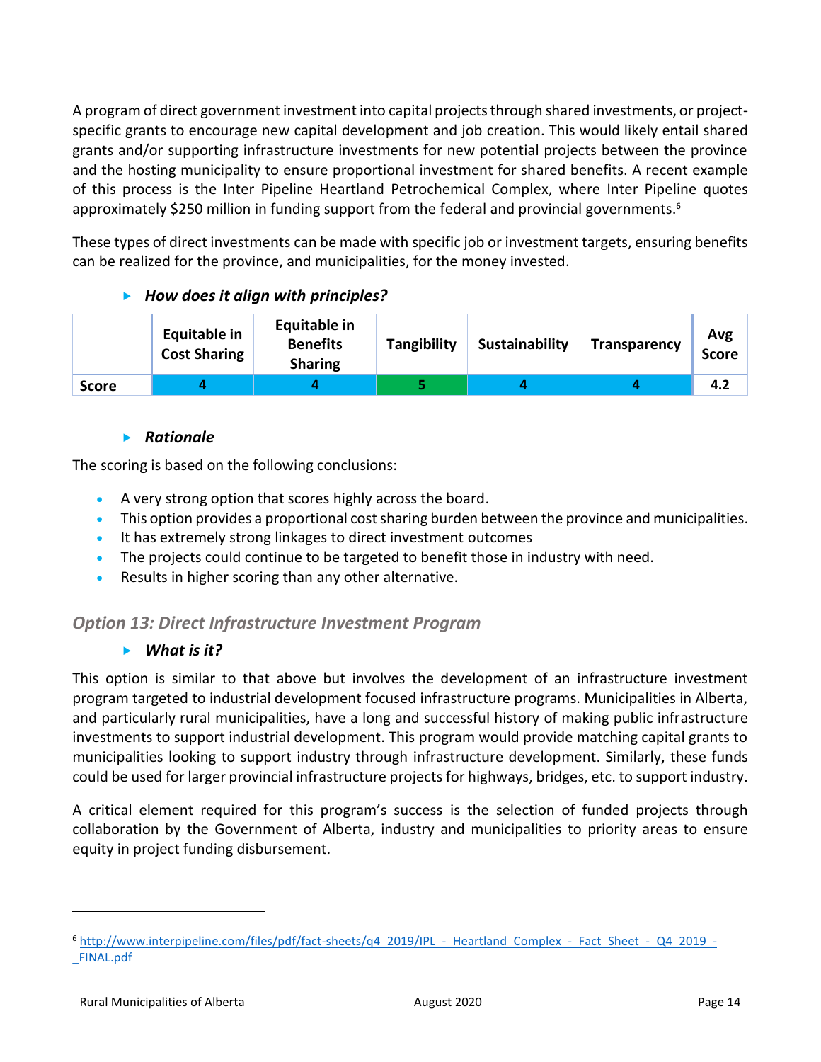A program of direct government investment into capital projects through shared investments, or project-specific grants to encourage new capital development and job creation. This would likely entail shared grants and/or supporting infrastructure investments for new potential projects between the province and the hosting municipality to ensure proportional investment for shared benefits. A recent example of this process is the Inter Pipeline Heartland Petrochemical Complex, where Inter Pipeline quotes approximately $250 million in funding support from the federal and provincial governments.[6]

These types of direct investments can be made with specific job or investment targets, ensuring benefits can be realized for the province, and municipalities, for the money invested.

- ***How does it align with principles?***

| | Equitable in Cost Sharing | Equitable in Benefits Sharing | Tangibility | Sustainability | Transparency | Avg Score |
|---|---|---|---|---|---|---|
| **Score** | 4 | 4 | 5 | 4 | 4 | 4.2 |

- ***Rationale***

The scoring is based on the following conclusions:

- A very strong option that scores highly across the board.
- This option provides a proportional cost sharing burden between the province and municipalities.
- It has extremely strong linkages to direct investment outcomes
- The projects could continue to be targeted to benefit those in industry with need.
- Results in higher scoring than any other alternative.

### *Option 13: Direct Infrastructure Investment Program*

- ***What is it?***

This option is similar to that above but involves the development of an infrastructure investment program targeted to industrial development focused infrastructure programs. Municipalities in Alberta, and particularly rural municipalities, have a long and successful history of making public infrastructure investments to support industrial development. This program would provide matching capital grants to municipalities looking to support industry through infrastructure development. Similarly, these funds could be used for larger provincial infrastructure projects for highways, bridges, etc. to support industry.

A critical element required for this program's success is the selection of funded projects through collaboration by the Government of Alberta, industry and municipalities to priority areas to ensure equity in project funding disbursement.

---

[6] http://www.interpipeline.com/files/pdf/fact-sheets/q4_2019/IPL_-_Heartland_Complex_-_Fact_Sheet_-_Q4_2019_-_FINAL.pdf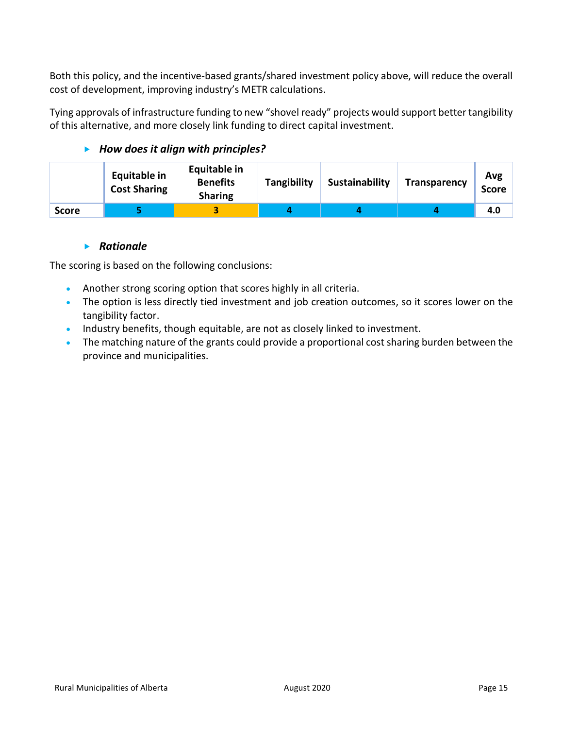Both this policy, and the incentive-based grants/shared investment policy above, will reduce the overall cost of development, improving industry's METR calculations.

Tying approvals of infrastructure funding to new "shovel ready" projects would support better tangibility of this alternative, and more closely link funding to direct capital investment.

#### *How does it align with principles?*

| | Equitable in Cost Sharing | Equitable in Benefits Sharing | Tangibility | Sustainability | Transparency | Avg Score |
|---|---|---|---|---|---|---|
| **Score** | 5 | 3 | 4 | 4 | 4 | 4.0 |

#### *Rationale*

The scoring is based on the following conclusions:

- Another strong scoring option that scores highly in all criteria.
- The option is less directly tied investment and job creation outcomes, so it scores lower on the tangibility factor.
- Industry benefits, though equitable, are not as closely linked to investment.
- The matching nature of the grants could provide a proportional cost sharing burden between the province and municipalities.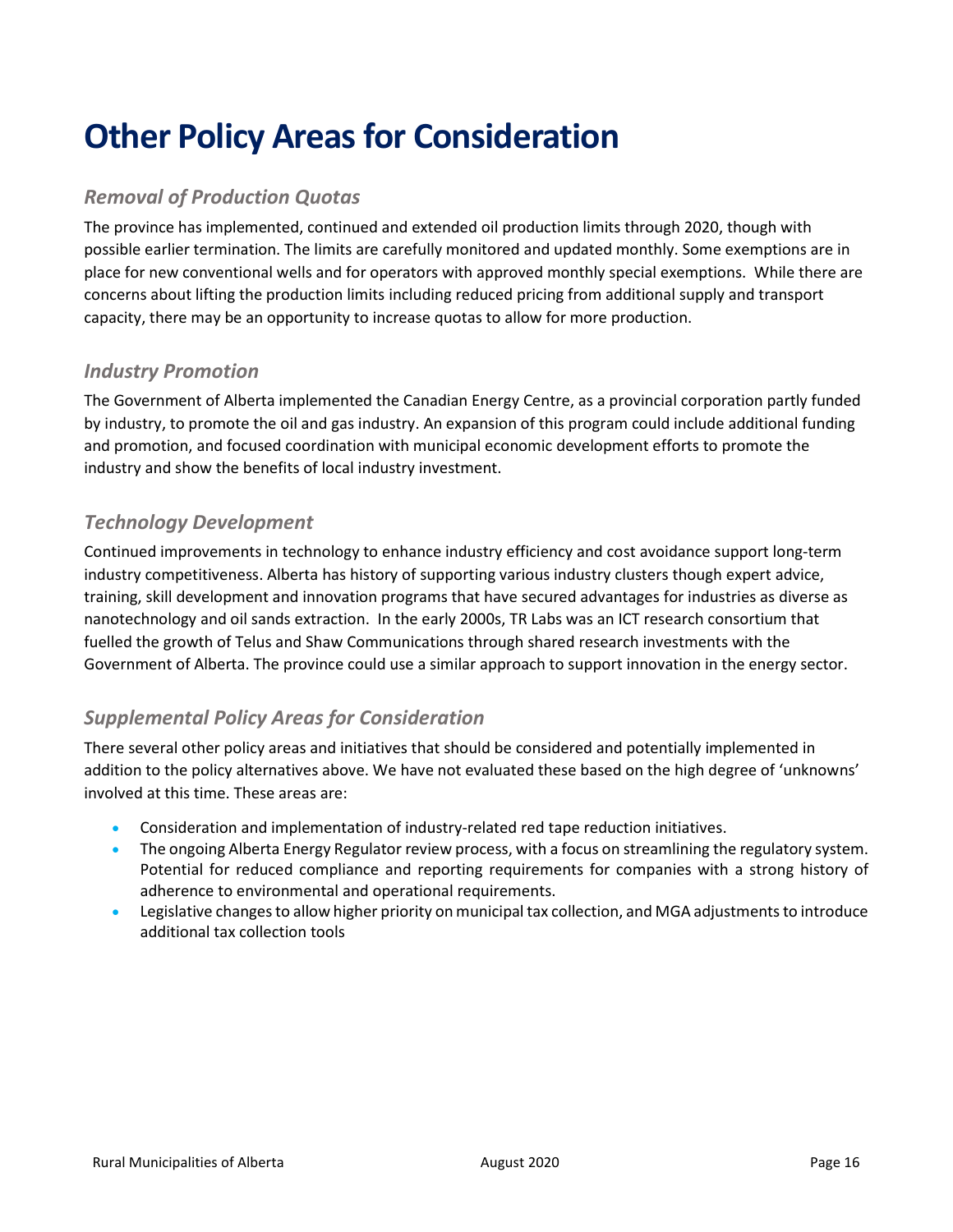# Other Policy Areas for Consideration

## *Removal of Production Quotas*

The province has implemented, continued and extended oil production limits through 2020, though with possible earlier termination. The limits are carefully monitored and updated monthly. Some exemptions are in place for new conventional wells and for operators with approved monthly special exemptions. While there are concerns about lifting the production limits including reduced pricing from additional supply and transport capacity, there may be an opportunity to increase quotas to allow for more production.

## *Industry Promotion*

The Government of Alberta implemented the Canadian Energy Centre, as a provincial corporation partly funded by industry, to promote the oil and gas industry. An expansion of this program could include additional funding and promotion, and focused coordination with municipal economic development efforts to promote the industry and show the benefits of local industry investment.

## *Technology Development*

Continued improvements in technology to enhance industry efficiency and cost avoidance support long-term industry competitiveness. Alberta has history of supporting various industry clusters though expert advice, training, skill development and innovation programs that have secured advantages for industries as diverse as nanotechnology and oil sands extraction. In the early 2000s, TR Labs was an ICT research consortium that fuelled the growth of Telus and Shaw Communications through shared research investments with the Government of Alberta. The province could use a similar approach to support innovation in the energy sector.

## *Supplemental Policy Areas for Consideration*

There several other policy areas and initiatives that should be considered and potentially implemented in addition to the policy alternatives above. We have not evaluated these based on the high degree of 'unknowns' involved at this time. These areas are:

- Consideration and implementation of industry-related red tape reduction initiatives.
- The ongoing Alberta Energy Regulator review process, with a focus on streamlining the regulatory system. Potential for reduced compliance and reporting requirements for companies with a strong history of adherence to environmental and operational requirements.
- Legislative changes to allow higher priority on municipal tax collection, and MGA adjustments to introduce additional tax collection tools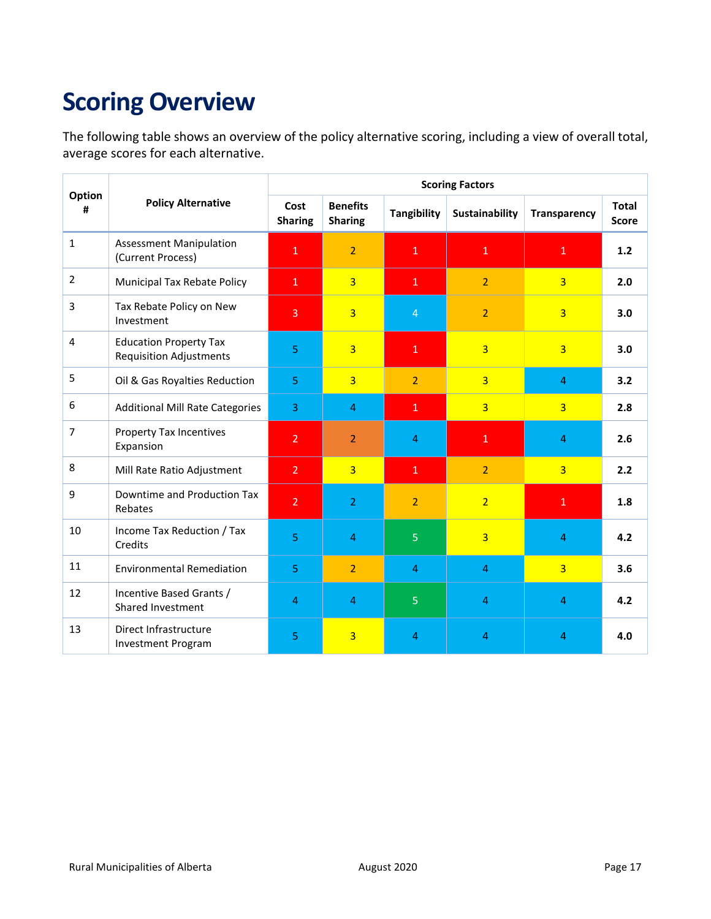# Scoring Overview

The following table shows an overview of the policy alternative scoring, including a view of overall total, average scores for each alternative.

| Option # | Policy Alternative | Scoring Factors | | | | | |
|---|---|---|---|---|---|---|---|
| | | Cost Sharing | Benefits Sharing | Tangibility | Sustainability | Transparency | Total Score |
| 1 | Assessment Manipulation (Current Process) | 1 | 2 | 1 | 1 | 1 | **1.2** |
| 2 | Municipal Tax Rebate Policy | 1 | 3 | 1 | 2 | 3 | **2.0** |
| 3 | Tax Rebate Policy on New Investment | 3 | 3 | 4 | 2 | 3 | **3.0** |
| 4 | Education Property Tax Requisition Adjustments | 5 | 3 | 1 | 3 | 3 | **3.0** |
| 5 | Oil & Gas Royalties Reduction | 5 | 3 | 2 | 3 | 4 | **3.2** |
| 6 | Additional Mill Rate Categories | 3 | 4 | 1 | 3 | 3 | **2.8** |
| 7 | Property Tax Incentives Expansion | 2 | 2 | 4 | 1 | 4 | **2.6** |
| 8 | Mill Rate Ratio Adjustment | 2 | 3 | 1 | 2 | 3 | **2.2** |
| 9 | Downtime and Production Tax Rebates | 2 | 2 | 2 | 2 | 1 | **1.8** |
| 10 | Income Tax Reduction / Tax Credits | 5 | 4 | 5 | 3 | 4 | **4.2** |
| 11 | Environmental Remediation | 5 | 2 | 4 | 4 | 3 | **3.6** |
| 12 | Incentive Based Grants / Shared Investment | 4 | 4 | 5 | 4 | 4 | **4.2** |
| 13 | Direct Infrastructure Investment Program | 5 | 3 | 4 | 4 | 4 | **4.0** |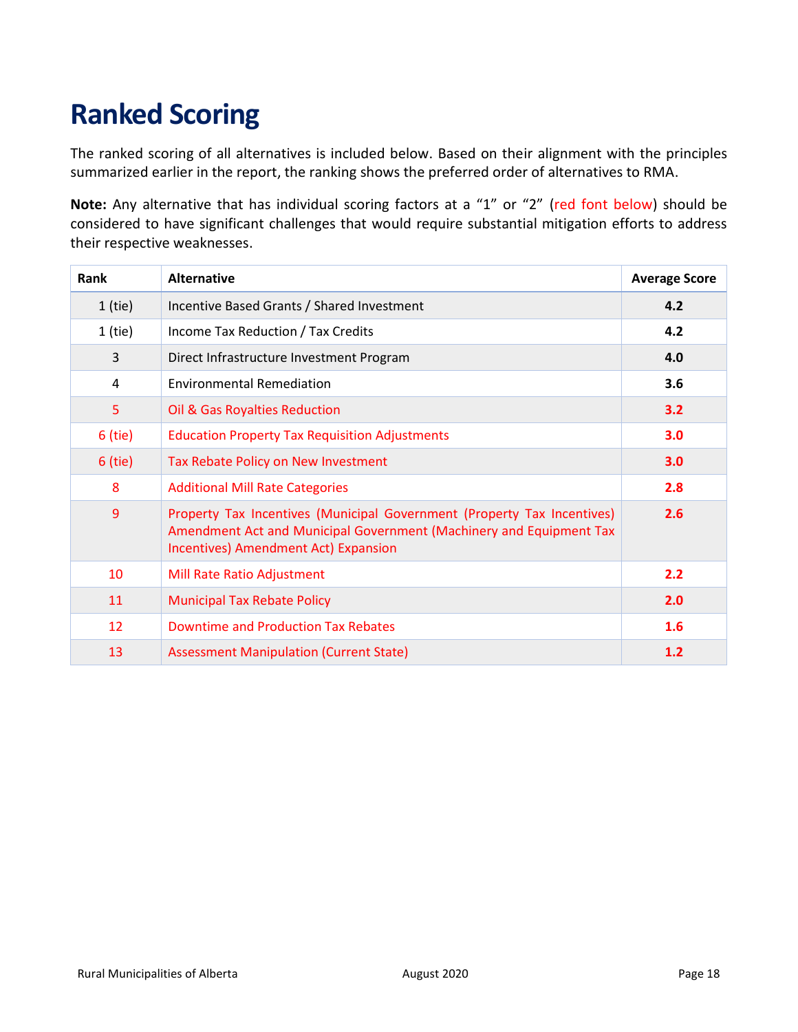# Ranked Scoring

The ranked scoring of all alternatives is included below. Based on their alignment with the principles summarized earlier in the report, the ranking shows the preferred order of alternatives to RMA.

**Note:** Any alternative that has individual scoring factors at a “1” or “2” (red font below) should be considered to have significant challenges that would require substantial mitigation efforts to address their respective weaknesses.

| Rank | Alternative | Average Score |
|---|---|---|
| 1 (tie) | Incentive Based Grants / Shared Investment | **4.2** |
| 1 (tie) | Income Tax Reduction / Tax Credits | **4.2** |
| 3 | Direct Infrastructure Investment Program | **4.0** |
| 4 | Environmental Remediation | **3.6** |
| 5 | Oil & Gas Royalties Reduction | **3.2** |
| 6 (tie) | Education Property Tax Requisition Adjustments | **3.0** |
| 6 (tie) | Tax Rebate Policy on New Investment | **3.0** |
| 8 | Additional Mill Rate Categories | **2.8** |
| 9 | Property Tax Incentives (Municipal Government (Property Tax Incentives) Amendment Act and Municipal Government (Machinery and Equipment Tax Incentives) Amendment Act) Expansion | **2.6** |
| 10 | Mill Rate Ratio Adjustment | **2.2** |
| 11 | Municipal Tax Rebate Policy | **2.0** |
| 12 | Downtime and Production Tax Rebates | **1.6** |
| 13 | Assessment Manipulation (Current State) | **1.2** |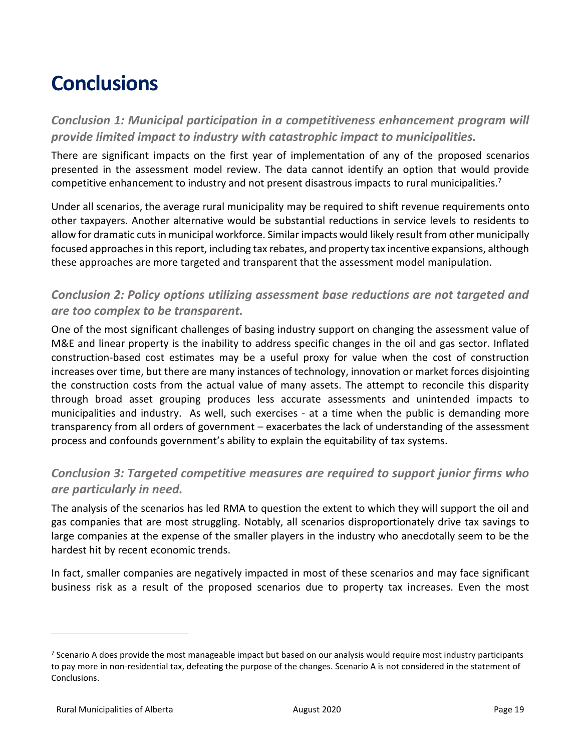# Conclusions

### *Conclusion 1: Municipal participation in a competitiveness enhancement program will provide limited impact to industry with catastrophic impact to municipalities.*

There are significant impacts on the first year of implementation of any of the proposed scenarios presented in the assessment model review. The data cannot identify an option that would provide competitive enhancement to industry and not present disastrous impacts to rural municipalities.[7]

Under all scenarios, the average rural municipality may be required to shift revenue requirements onto other taxpayers. Another alternative would be substantial reductions in service levels to residents to allow for dramatic cuts in municipal workforce. Similar impacts would likely result from other municipally focused approaches in this report, including tax rebates, and property tax incentive expansions, although these approaches are more targeted and transparent that the assessment model manipulation.

### *Conclusion 2: Policy options utilizing assessment base reductions are not targeted and are too complex to be transparent.*

One of the most significant challenges of basing industry support on changing the assessment value of M&E and linear property is the inability to address specific changes in the oil and gas sector. Inflated construction-based cost estimates may be a useful proxy for value when the cost of construction increases over time, but there are many instances of technology, innovation or market forces disjointing the construction costs from the actual value of many assets. The attempt to reconcile this disparity through broad asset grouping produces less accurate assessments and unintended impacts to municipalities and industry. As well, such exercises - at a time when the public is demanding more transparency from all orders of government – exacerbates the lack of understanding of the assessment process and confounds government's ability to explain the equitability of tax systems.

### *Conclusion 3: Targeted competitive measures are required to support junior firms who are particularly in need.*

The analysis of the scenarios has led RMA to question the extent to which they will support the oil and gas companies that are most struggling. Notably, all scenarios disproportionately drive tax savings to large companies at the expense of the smaller players in the industry who anecdotally seem to be the hardest hit by recent economic trends.

In fact, smaller companies are negatively impacted in most of these scenarios and may face significant business risk as a result of the proposed scenarios due to property tax increases. Even the most

---

[7] Scenario A does provide the most manageable impact but based on our analysis would require most industry participants to pay more in non-residential tax, defeating the purpose of the changes. Scenario A is not considered in the statement of Conclusions.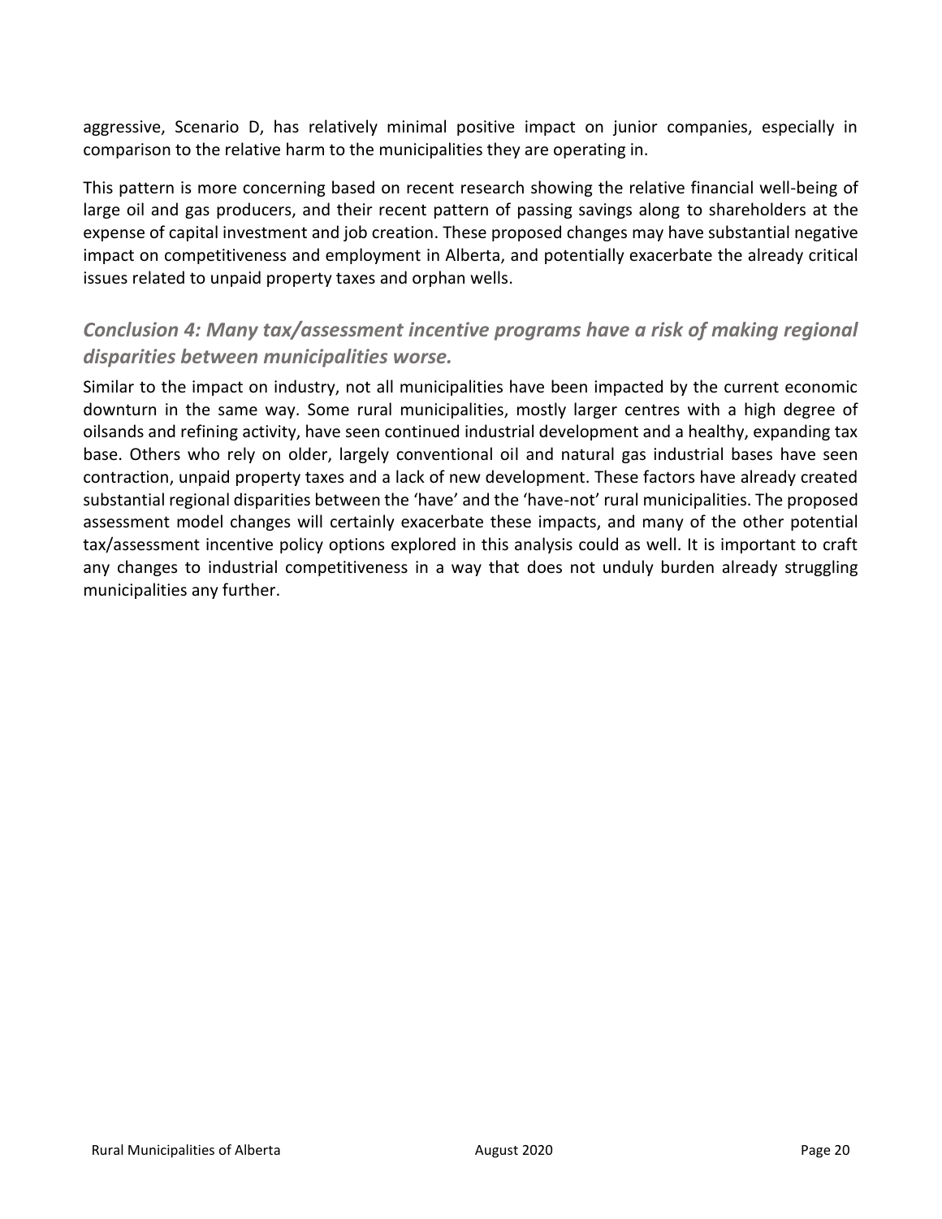aggressive, Scenario D, has relatively minimal positive impact on junior companies, especially in comparison to the relative harm to the municipalities they are operating in.

This pattern is more concerning based on recent research showing the relative financial well-being of large oil and gas producers, and their recent pattern of passing savings along to shareholders at the expense of capital investment and job creation. These proposed changes may have substantial negative impact on competitiveness and employment in Alberta, and potentially exacerbate the already critical issues related to unpaid property taxes and orphan wells.

### *Conclusion 4: Many tax/assessment incentive programs have a risk of making regional disparities between municipalities worse.*

Similar to the impact on industry, not all municipalities have been impacted by the current economic downturn in the same way. Some rural municipalities, mostly larger centres with a high degree of oilsands and refining activity, have seen continued industrial development and a healthy, expanding tax base. Others who rely on older, largely conventional oil and natural gas industrial bases have seen contraction, unpaid property taxes and a lack of new development. These factors have already created substantial regional disparities between the 'have' and the 'have-not' rural municipalities. The proposed assessment model changes will certainly exacerbate these impacts, and many of the other potential tax/assessment incentive policy options explored in this analysis could as well. It is important to craft any changes to industrial competitiveness in a way that does not unduly burden already struggling municipalities any further.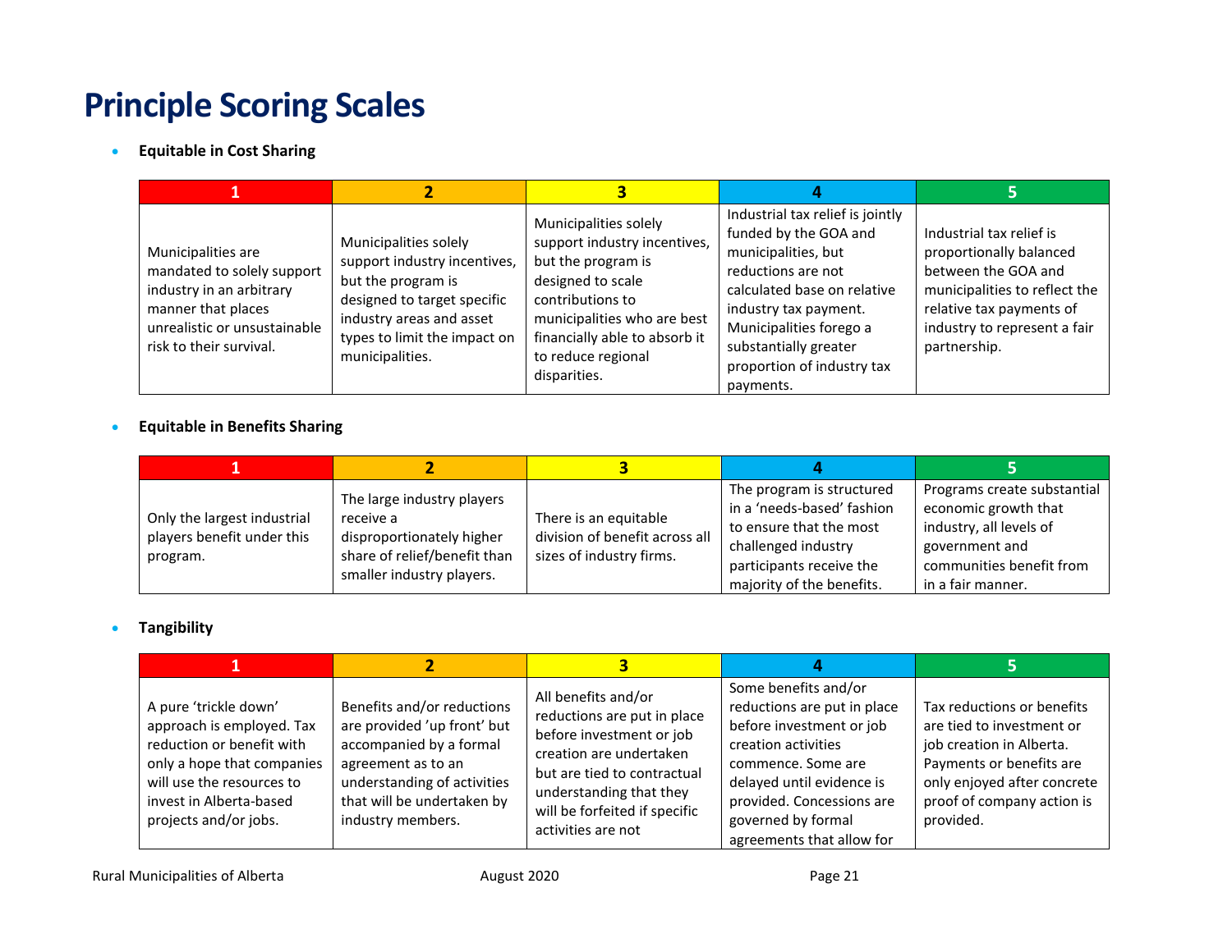# Principle Scoring Scales

- **Equitable in Cost Sharing**

| 1 | 2 | 3 | 4 | 5 |
|---|---|---|---|---|
| Municipalities are mandated to solely support industry in an arbitrary manner that places unrealistic or unsustainable risk to their survival. | Municipalities solely support industry incentives, but the program is designed to target specific industry areas and asset types to limit the impact on municipalities. | Municipalities solely support industry incentives, but the program is designed to scale contributions to municipalities who are best financially able to absorb it to reduce regional disparities. | Industrial tax relief is jointly funded by the GOA and municipalities, but reductions are not calculated base on relative industry tax payment. Municipalities forego a substantially greater proportion of industry tax payments. | Industrial tax relief is proportionally balanced between the GOA and municipalities to reflect the relative tax payments of industry to represent a fair partnership. |

- **Equitable in Benefits Sharing**

| 1 | 2 | 3 | 4 | 5 |
|---|---|---|---|---|
| Only the largest industrial players benefit under this program. | The large industry players receive a disproportionately higher share of relief/benefit than smaller industry players. | There is an equitable division of benefit across all sizes of industry firms. | The program is structured in a 'needs-based' fashion to ensure that the most challenged industry participants receive the majority of the benefits. | Programs create substantial economic growth that industry, all levels of government and communities benefit from in a fair manner. |

- **Tangibility**

| 1 | 2 | 3 | 4 | 5 |
|---|---|---|---|---|
| A pure 'trickle down' approach is employed. Tax reduction or benefit with only a hope that companies will use the resources to invest in Alberta-based projects and/or jobs. | Benefits and/or reductions are provided 'up front' but accompanied by a formal agreement as to an understanding of activities that will be undertaken by industry members. | All benefits and/or reductions are put in place before investment or job creation are undertaken but are tied to contractual understanding that they will be forfeited if specific activities are not | Some benefits and/or reductions are put in place before investment or job creation activities commence. Some are delayed until evidence is provided. Concessions are governed by formal agreements that allow for | Tax reductions or benefits are tied to investment or job creation in Alberta. Payments or benefits are only enjoyed after concrete proof of company action is provided. |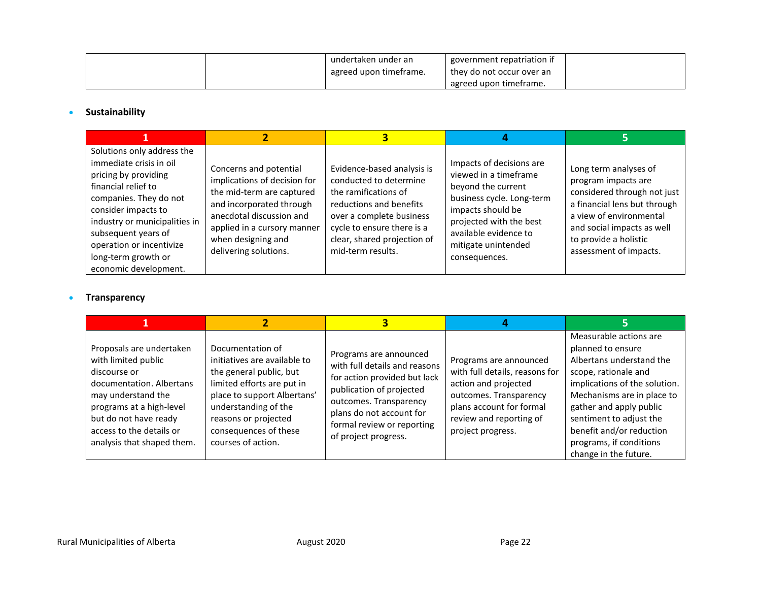| | | | | |
|---|---|---|---|---|
| | | undertaken under an agreed upon timeframe. | government repatriation if they do not occur over an agreed upon timeframe. | |

- **Sustainability**

| 1 | 2 | 3 | 4 | 5 |
|---|---|---|---|---|
| Solutions only address the immediate crisis in oil pricing by providing financial relief to companies. They do not consider impacts to industry or municipalities in subsequent years of operation or incentivize long-term growth or economic development. | Concerns and potential implications of decision for the mid-term are captured and incorporated through anecdotal discussion and applied in a cursory manner when designing and delivering solutions. | Evidence-based analysis is conducted to determine the ramifications of reductions and benefits over a complete business cycle to ensure there is a clear, shared projection of mid-term results. | Impacts of decisions are viewed in a timeframe beyond the current business cycle. Long-term impacts should be projected with the best available evidence to mitigate unintended consequences. | Long term analyses of program impacts are considered through not just a financial lens but through a view of environmental and social impacts as well to provide a holistic assessment of impacts. |

- **Transparency**

| 1 | 2 | 3 | 4 | 5 |
|---|---|---|---|---|
| Proposals are undertaken with limited public discourse or documentation. Albertans may understand the programs at a high-level but do not have ready access to the details or analysis that shaped them. | Documentation of initiatives are available to the general public, but limited efforts are put in place to support Albertans' understanding of the reasons or projected consequences of these courses of action. | Programs are announced with full details and reasons for action provided but lack publication of projected outcomes. Transparency plans do not account for formal review or reporting of project progress. | Programs are announced with full details, reasons for action and projected outcomes. Transparency plans account for formal review and reporting of project progress. | Measurable actions are planned to ensure Albertans understand the scope, rationale and implications of the solution. Mechanisms are in place to gather and apply public sentiment to adjust the benefit and/or reduction programs, if conditions change in the future. |